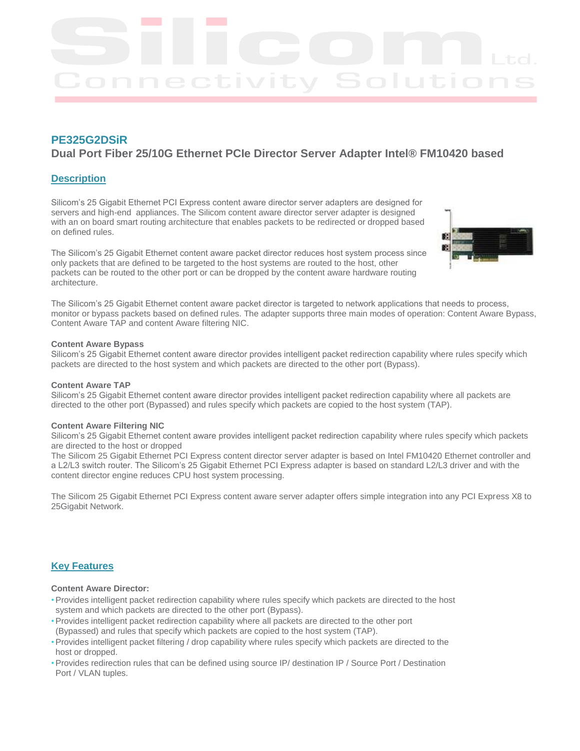# PE325G2DSiR

## Dual Port Fiber 25/10G Ethernet PCIe Director Server Adapter Intel® FM10420 based

### Description

Silicom's 25 Gigabit Ethernet PCI Express content aware director server adapters are designed for servers and high-end appliances. The Silicom content aware director server adapter is designed with an on board smart routing architecture that enables packets to be redirected or dropped based on defined rules.

The Silicom's 25 Gigabit Ethernet content aware packet director reduces host system process since only packets that are defined to be targeted to the host systems are routed to the host, other packets can be routed to the other port or can be dropped by the content aware hardware routing architecture.

The Silicom's 25 Gigabit Ethernet content aware packet director is targeted to network applications that needs to process, monitor or bypass packets based on defined rules. The adapter supports three main modes of operation: Content Aware Bypass, Content Aware TAP and content Aware filtering NIC.

**Content Aware Bypass**
Silicom's 25 Gigabit Ethernet content aware director provides intelligent packet redirection capability where rules specify which packets are directed to the host system and which packets are directed to the other port (Bypass).

**Content Aware TAP**
Silicom's 25 Gigabit Ethernet content aware director provides intelligent packet redirection capability where all packets are directed to the other port (Bypassed) and rules specify which packets are copied to the host system (TAP).

**Content Aware Filtering NIC**
Silicom's 25 Gigabit Ethernet content aware provides intelligent packet redirection capability where rules specify which packets are directed to the host or dropped
The Silicom 25 Gigabit Ethernet PCI Express content director server adapter is based on Intel FM10420 Ethernet controller and a L2/L3 switch router. The Silicom's 25 Gigabit Ethernet PCI Express adapter is based on standard L2/L3 driver and with the content director engine reduces CPU host system processing.

The Silicom 25 Gigabit Ethernet PCI Express content aware server adapter offers simple integration into any PCI Express X8 to 25Gigabit Network.

### Key Features

**Content Aware Director:**

- Provides intelligent packet redirection capability where rules specify which packets are directed to the host system and which packets are directed to the other port (Bypass).
- Provides intelligent packet redirection capability where all packets are directed to the other port (Bypassed) and rules that specify which packets are copied to the host system (TAP).
- Provides intelligent packet filtering / drop capability where rules specify which packets are directed to the host or dropped.
- Provides redirection rules that can be defined using source IP/ destination IP / Source Port / Destination Port / VLAN tuples.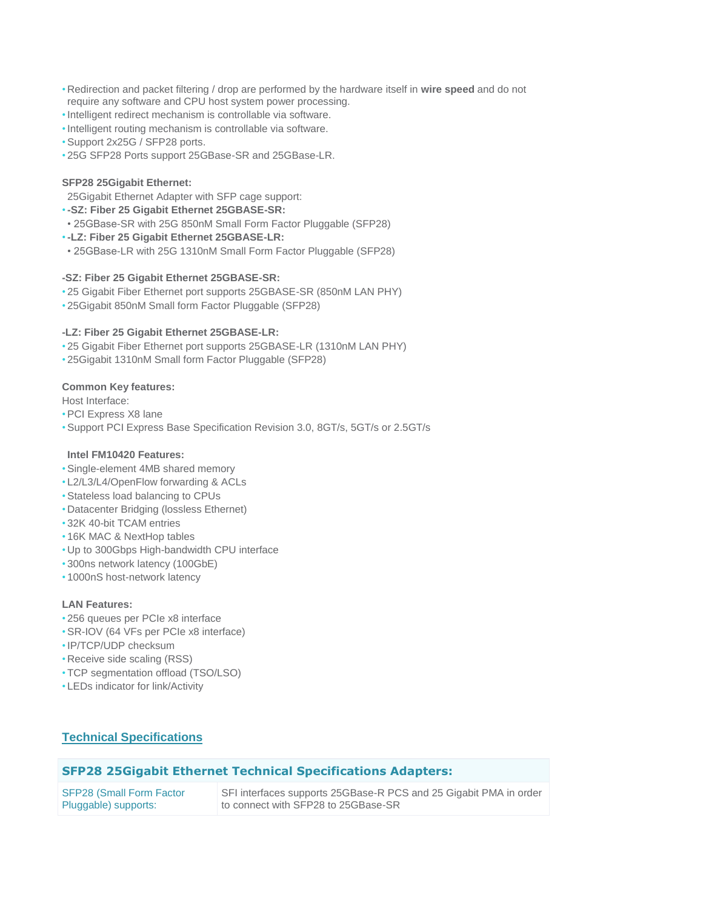- Redirection and packet filtering / drop are performed by the hardware itself in **wire speed** and do not require any software and CPU host system power processing.
- Intelligent redirect mechanism is controllable via software.
- Intelligent routing mechanism is controllable via software.
- Support 2x25G / SFP28 ports.
- 25G SFP28 Ports support 25GBase-SR and 25GBase-LR.

**SFP28 25Gigabit Ethernet:**

25Gigabit Ethernet Adapter with SFP cage support:

- **-SZ: Fiber 25 Gigabit Ethernet 25GBASE-SR:**
  - 25GBase-SR with 25G 850nM Small Form Factor Pluggable (SFP28)
- **-LZ: Fiber 25 Gigabit Ethernet 25GBASE-LR:**
  - 25GBase-LR with 25G 1310nM Small Form Factor Pluggable (SFP28)

**-SZ: Fiber 25 Gigabit Ethernet 25GBASE-SR:**

- 25 Gigabit Fiber Ethernet port supports 25GBASE-SR (850nM LAN PHY)
- 25Gigabit 850nM Small form Factor Pluggable (SFP28)

**-LZ: Fiber 25 Gigabit Ethernet 25GBASE-LR:**

- 25 Gigabit Fiber Ethernet port supports 25GBASE-LR (1310nM LAN PHY)
- 25Gigabit 1310nM Small form Factor Pluggable (SFP28)

**Common Key features:**

Host Interface:

- PCI Express X8 lane
- Support PCI Express Base Specification Revision 3.0, 8GT/s, 5GT/s or 2.5GT/s

**Intel FM10420 Features:**

- Single-element 4MB shared memory
- L2/L3/L4/OpenFlow forwarding & ACLs
- Stateless load balancing to CPUs
- Datacenter Bridging (lossless Ethernet)
- 32K 40-bit TCAM entries
- 16K MAC & NextHop tables
- Up to 300Gbps High-bandwidth CPU interface
- 300ns network latency (100GbE)
- 1000nS host-network latency

**LAN Features:**

- 256 queues per PCIe x8 interface
- SR-IOV (64 VFs per PCIe x8 interface)
- IP/TCP/UDP checksum
- Receive side scaling (RSS)
- TCP segmentation offload (TSO/LSO)
- LEDs indicator for link/Activity

## Technical Specifications

| SFP28 25Gigabit Ethernet Technical Specifications Adapters: | |
|---|---|
| SFP28 (Small Form Factor Pluggable) supports: | SFI interfaces supports 25GBase-R PCS and 25 Gigabit PMA in order to connect with SFP28 to 25GBase-SR |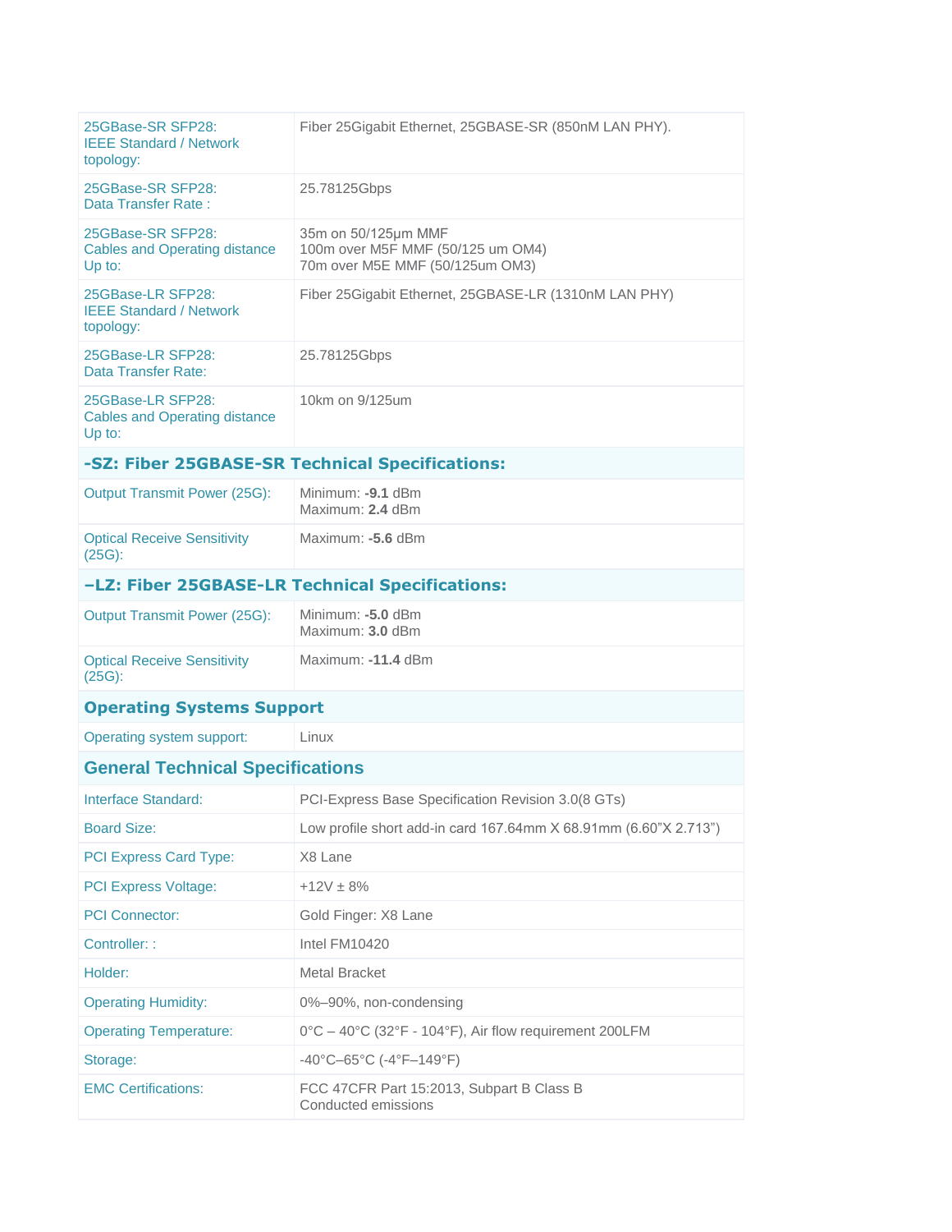| | |
|---|---|
| 25GBase-SR SFP28: IEEE Standard / Network topology: | Fiber 25Gigabit Ethernet, 25GBASE-SR (850nM LAN PHY). |
| 25GBase-SR SFP28: Data Transfer Rate : | 25.78125Gbps |
| 25GBase-SR SFP28: Cables and Operating distance Up to: | 35m on 50/125µm MMF<br>100m over M5F MMF (50/125 um OM4)<br>70m over M5E MMF (50/125um OM3) |
| 25GBase-LR SFP28: IEEE Standard / Network topology: | Fiber 25Gigabit Ethernet, 25GBASE-LR (1310nM LAN PHY) |
| 25GBase-LR SFP28: Data Transfer Rate: | 25.78125Gbps |
| 25GBase-LR SFP28: Cables and Operating distance Up to: | 10km on 9/125um |
| **-SZ: Fiber 25GBASE-SR Technical Specifications:** | |
| Output Transmit Power (25G): | Minimum: **-9.1** dBm<br>Maximum: **2.4** dBm |
| Optical Receive Sensitivity (25G): | Maximum: **-5.6** dBm |
| **–LZ: Fiber 25GBASE-LR Technical Specifications:** | |
| Output Transmit Power (25G): | Minimum: **-5.0** dBm<br>Maximum: **3.0** dBm |
| Optical Receive Sensitivity (25G): | Maximum: **-11.4** dBm |
| **Operating Systems Support** | |
| Operating system support: | Linux |
| **General Technical Specifications** | |
| Interface Standard: | PCI-Express Base Specification Revision 3.0(8 GTs) |
| Board Size: | Low profile short add-in card 167.64mm X 68.91mm (6.60"X 2.713") |
| PCI Express Card Type: | X8 Lane |
| PCI Express Voltage: | +12V ± 8% |
| PCI Connector: | Gold Finger: X8 Lane |
| Controller: : | Intel FM10420 |
| Holder: | Metal Bracket |
| Operating Humidity: | 0%–90%, non-condensing |
| Operating Temperature: | 0°C – 40°C (32°F - 104°F), Air flow requirement 200LFM |
| Storage: | -40°C–65°C (-4°F–149°F) |
| EMC Certifications: | FCC 47CFR Part 15:2013, Subpart B Class B<br>Conducted emissions |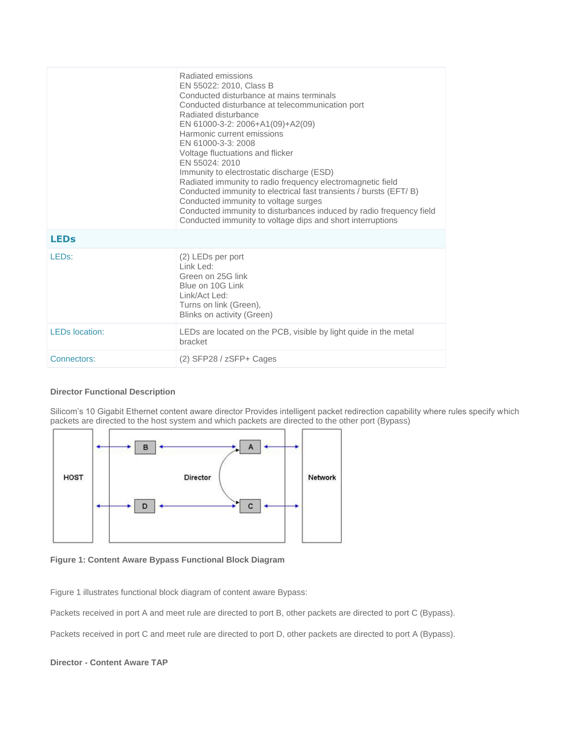| | |
|---|---|
| | Radiated emissions<br>EN 55022: 2010, Class B<br>Conducted disturbance at mains terminals<br>Conducted disturbance at telecommunication port<br>Radiated disturbance<br>EN 61000-3-2: 2006+A1(09)+A2(09)<br>Harmonic current emissions<br>EN 61000-3-3: 2008<br>Voltage fluctuations and flicker<br>EN 55024: 2010<br>Immunity to electrostatic discharge (ESD)<br>Radiated immunity to radio frequency electromagnetic field<br>Conducted immunity to electrical fast transients / bursts (EFT/ B)<br>Conducted immunity to voltage surges<br>Conducted immunity to disturbances induced by radio frequency field<br>Conducted immunity to voltage dips and short interruptions |
| **LEDs** | |
| LEDs: | (2) LEDs per port<br>Link Led:<br>Green on 25G link<br>Blue on 10G Link<br>Link/Act Led:<br>Turns on link (Green),<br>Blinks on activity (Green) |
| LEDs location: | LEDs are located on the PCB, visible by light quide in the metal bracket |
| Connectors: | (2) SFP28 / zSFP+ Cages |

**Director Functional Description**

Silicom's 10 Gigabit Ethernet content aware director Provides intelligent packet redirection capability where rules specify which packets are directed to the host system and which packets are directed to the other port (Bypass)

**Figure 1: Content Aware Bypass Functional Block Diagram**

Figure 1 illustrates functional block diagram of content aware Bypass:

Packets received in port A and meet rule are directed to port B, other packets are directed to port C (Bypass).

Packets received in port C and meet rule are directed to port D, other packets are directed to port A (Bypass).

**Director - Content Aware TAP**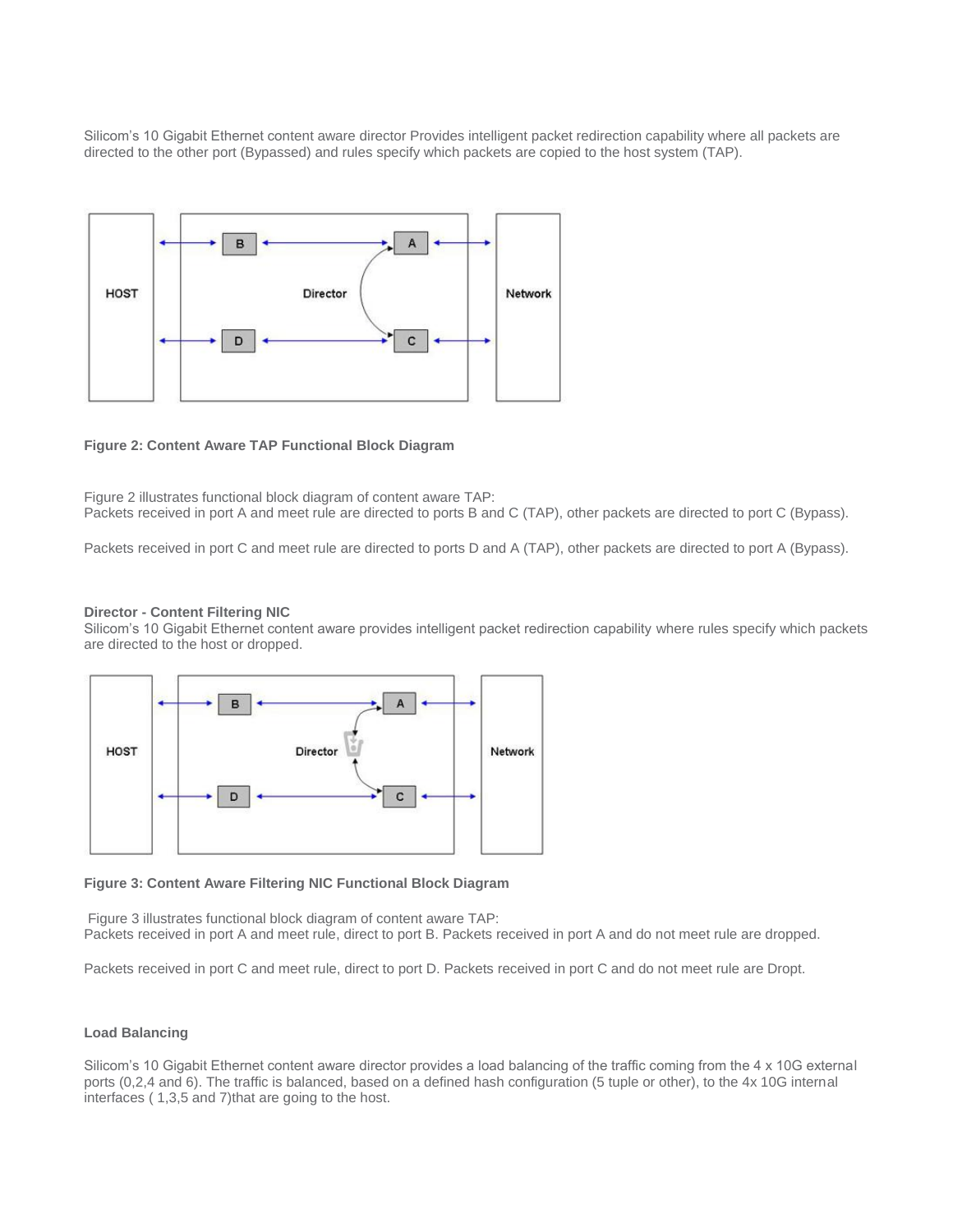Silicom's 10 Gigabit Ethernet content aware director Provides intelligent packet redirection capability where all packets are directed to the other port (Bypassed) and rules specify which packets are copied to the host system (TAP).

**Figure 2: Content Aware TAP Functional Block Diagram**

Figure 2 illustrates functional block diagram of content aware TAP:
Packets received in port A and meet rule are directed to ports B and C (TAP), other packets are directed to port C (Bypass).

Packets received in port C and meet rule are directed to ports D and A (TAP), other packets are directed to port A (Bypass).

**Director - Content Filtering NIC**

Silicom's 10 Gigabit Ethernet content aware provides intelligent packet redirection capability where rules specify which packets are directed to the host or dropped.

**Figure 3: Content Aware Filtering NIC Functional Block Diagram**

Figure 3 illustrates functional block diagram of content aware TAP:
Packets received in port A and meet rule, direct to port B. Packets received in port A and do not meet rule are dropped.

Packets received in port C and meet rule, direct to port D. Packets received in port C and do not meet rule are Dropt.

**Load Balancing**

Silicom's 10 Gigabit Ethernet content aware director provides a load balancing of the traffic coming from the 4 x 10G external ports (0,2,4 and 6). The traffic is balanced, based on a defined hash configuration (5 tuple or other), to the 4x 10G internal interfaces ( 1,3,5 and 7)that are going to the host.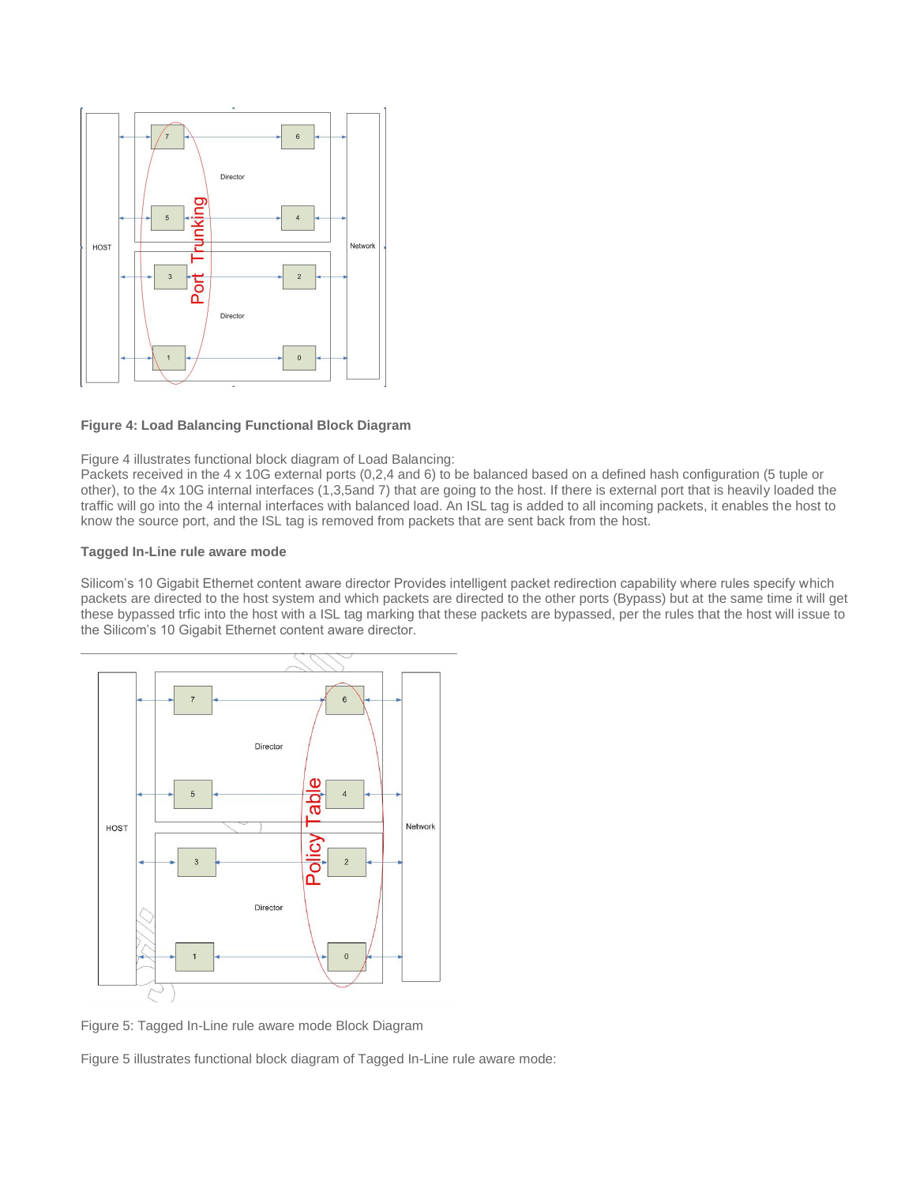**Figure 4: Load Balancing Functional Block Diagram**

Figure 4 illustrates functional block diagram of Load Balancing:
Packets received in the 4 x 10G external ports (0,2,4 and 6) to be balanced based on a defined hash configuration (5 tuple or other), to the 4x 10G internal interfaces (1,3,5and 7) that are going to the host. If there is external port that is heavily loaded the traffic will go into the 4 internal interfaces with balanced load. An ISL tag is added to all incoming packets, it enables the host to know the source port, and the ISL tag is removed from packets that are sent back from the host.

**Tagged In-Line rule aware mode**

Silicom's 10 Gigabit Ethernet content aware director Provides intelligent packet redirection capability where rules specify which packets are directed to the host system and which packets are directed to the other ports (Bypass) but at the same time it will get these bypassed trfic into the host with a ISL tag marking that these packets are bypassed, per the rules that the host will issue to the Silicom's 10 Gigabit Ethernet content aware director.

Figure 5: Tagged In-Line rule aware mode Block Diagram

Figure 5 illustrates functional block diagram of Tagged In-Line rule aware mode: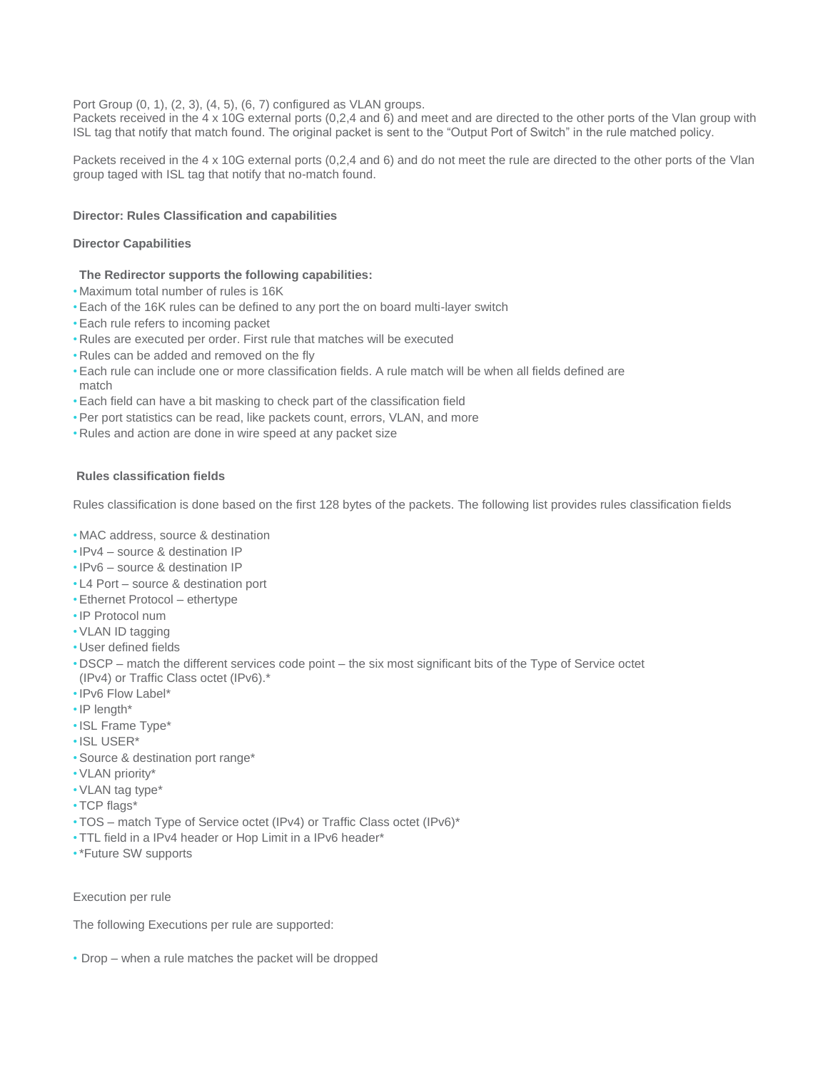Port Group (0, 1), (2, 3), (4, 5), (6, 7) configured as VLAN groups.
Packets received in the 4 x 10G external ports (0,2,4 and 6) and meet and are directed to the other ports of the Vlan group with ISL tag that notify that match found. The original packet is sent to the "Output Port of Switch" in the rule matched policy.

Packets received in the 4 x 10G external ports (0,2,4 and 6) and do not meet the rule are directed to the other ports of the Vlan group taged with ISL tag that notify that no-match found.

**Director: Rules Classification and capabilities**

**Director Capabilities**

**The Redirector supports the following capabilities:**

- Maximum total number of rules is 16K
- Each of the 16K rules can be defined to any port the on board multi-layer switch
- Each rule refers to incoming packet
- Rules are executed per order. First rule that matches will be executed
- Rules can be added and removed on the fly
- Each rule can include one or more classification fields. A rule match will be when all fields defined are match
- Each field can have a bit masking to check part of the classification field
- Per port statistics can be read, like packets count, errors, VLAN, and more
- Rules and action are done in wire speed at any packet size

**Rules classification fields**

Rules classification is done based on the first 128 bytes of the packets. The following list provides rules classification fields

- MAC address, source & destination
- IPv4 – source & destination IP
- IPv6 – source & destination IP
- L4 Port – source & destination port
- Ethernet Protocol – ethertype
- IP Protocol num
- VLAN ID tagging
- User defined fields
- DSCP – match the different services code point – the six most significant bits of the Type of Service octet (IPv4) or Traffic Class octet (IPv6).*
- IPv6 Flow Label*
- IP length*
- ISL Frame Type*
- ISL USER*
- Source & destination port range*
- VLAN priority*
- VLAN tag type*
- TCP flags*
- TOS – match Type of Service octet (IPv4) or Traffic Class octet (IPv6)*
- TTL field in a IPv4 header or Hop Limit in a IPv6 header*
- *Future SW supports

Execution per rule

The following Executions per rule are supported:

- Drop – when a rule matches the packet will be dropped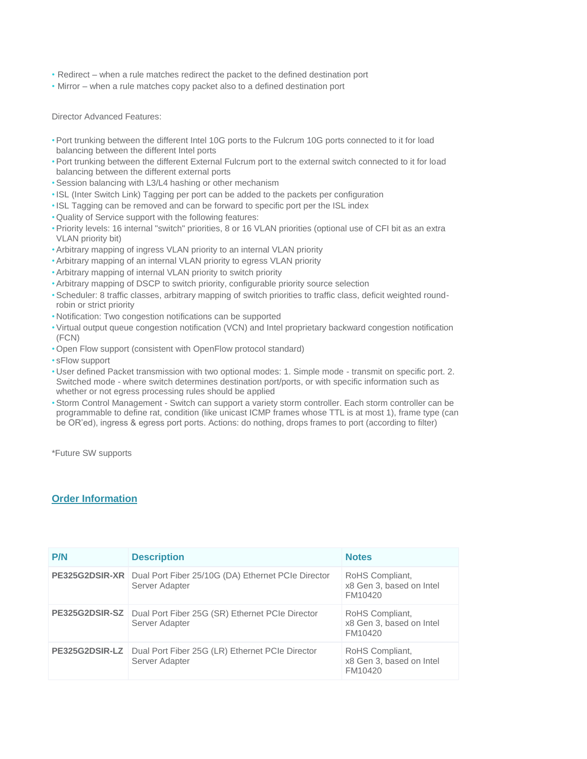- Redirect – when a rule matches redirect the packet to the defined destination port
- Mirror – when a rule matches copy packet also to a defined destination port

Director Advanced Features:

- Port trunking between the different Intel 10G ports to the Fulcrum 10G ports connected to it for load balancing between the different Intel ports
- Port trunking between the different External Fulcrum port to the external switch connected to it for load balancing between the different external ports
- Session balancing with L3/L4 hashing or other mechanism
- ISL (Inter Switch Link) Tagging per port can be added to the packets per configuration
- ISL Tagging can be removed and can be forward to specific port per the ISL index
- Quality of Service support with the following features:
- Priority levels: 16 internal "switch" priorities, 8 or 16 VLAN priorities (optional use of CFI bit as an extra VLAN priority bit)
- Arbitrary mapping of ingress VLAN priority to an internal VLAN priority
- Arbitrary mapping of an internal VLAN priority to egress VLAN priority
- Arbitrary mapping of internal VLAN priority to switch priority
- Arbitrary mapping of DSCP to switch priority, configurable priority source selection
- Scheduler: 8 traffic classes, arbitrary mapping of switch priorities to traffic class, deficit weighted round-robin or strict priority
- Notification: Two congestion notifications can be supported
- Virtual output queue congestion notification (VCN) and Intel proprietary backward congestion notification (FCN)
- Open Flow support (consistent with OpenFlow protocol standard)
- sFlow support
- User defined Packet transmission with two optional modes: 1. Simple mode - transmit on specific port. 2. Switched mode - where switch determines destination port/ports, or with specific information such as whether or not egress processing rules should be applied
- Storm Control Management - Switch can support a variety storm controller. Each storm controller can be programmable to define rat, condition (like unicast ICMP frames whose TTL is at most 1), frame type (can be OR'ed), ingress & egress port ports. Actions: do nothing, drops frames to port (according to filter)

*Future SW supports

## Order Information

| P/N | Description | Notes |
|---|---|---|
| **PE325G2DSIR-XR** | Dual Port Fiber 25/10G (DA) Ethernet PCIe Director Server Adapter | RoHS Compliant, x8 Gen 3, based on Intel FM10420 |
| **PE325G2DSIR-SZ** | Dual Port Fiber 25G (SR) Ethernet PCIe Director Server Adapter | RoHS Compliant, x8 Gen 3, based on Intel FM10420 |
| **PE325G2DSIR-LZ** | Dual Port Fiber 25G (LR) Ethernet PCIe Director Server Adapter | RoHS Compliant, x8 Gen 3, based on Intel FM10420 |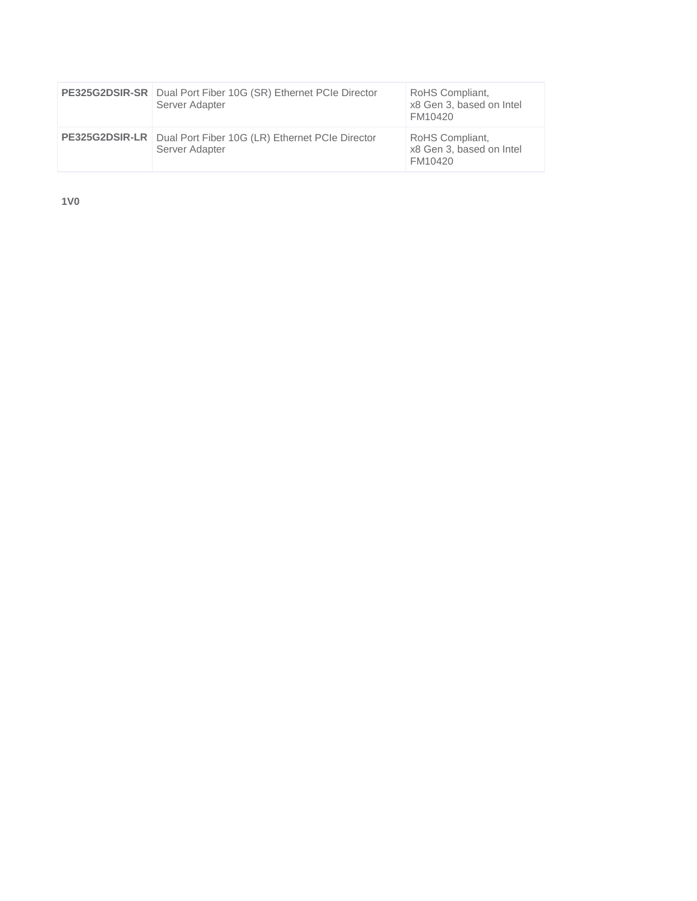| | | |
|---|---|---|
| **PE325G2DSIR-SR** | Dual Port Fiber 10G (SR) Ethernet PCIe Director Server Adapter | RoHS Compliant, x8 Gen 3, based on Intel FM10420 |
| **PE325G2DSIR-LR** | Dual Port Fiber 10G (LR) Ethernet PCIe Director Server Adapter | RoHS Compliant, x8 Gen 3, based on Intel FM10420 |

**1V0**